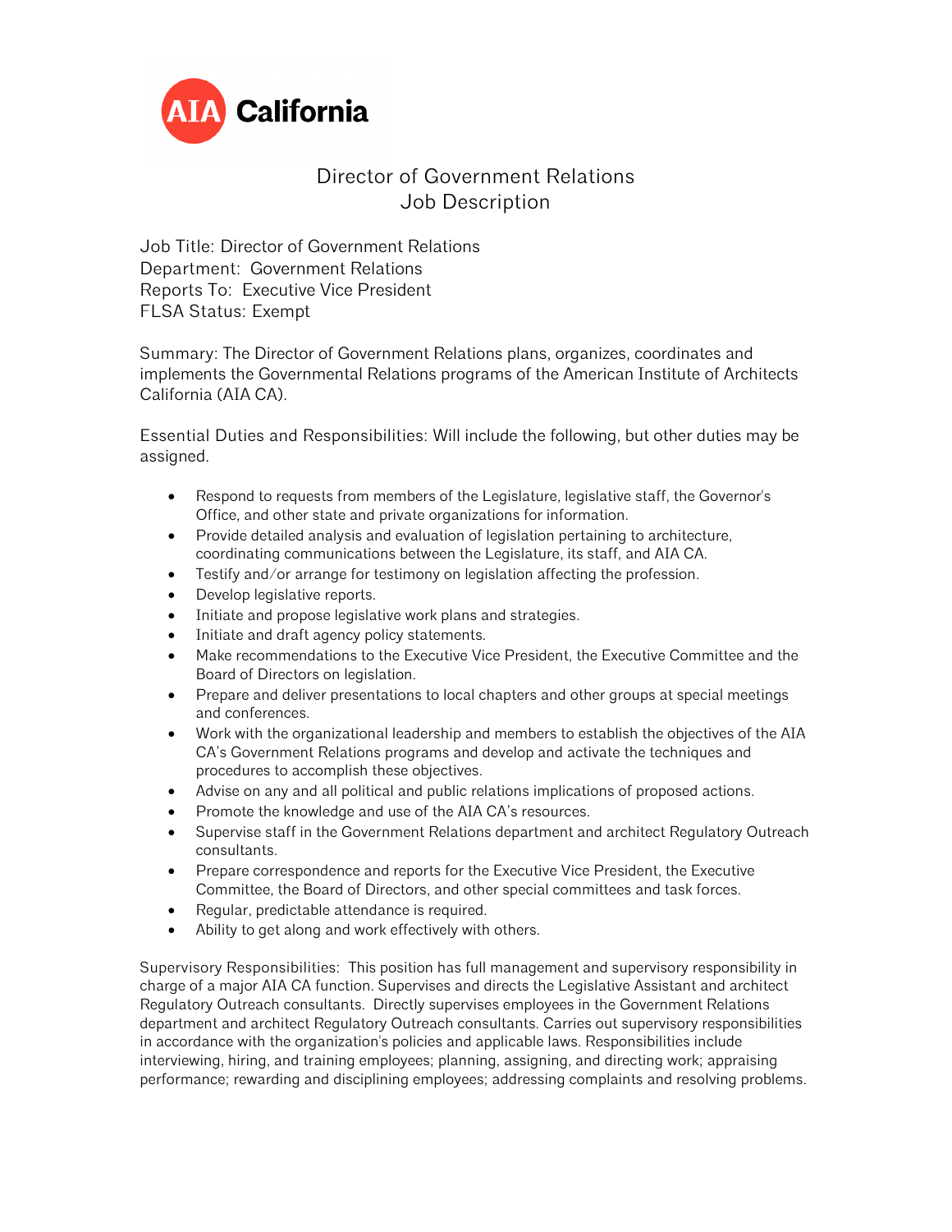AIA California

# Director of Government Relations
# Job Description

Job Title: Director of Government Relations
Department: Government Relations
Reports To: Executive Vice President
FLSA Status: Exempt

Summary: The Director of Government Relations plans, organizes, coordinates and implements the Governmental Relations programs of the American Institute of Architects California (AIA CA).

Essential Duties and Responsibilities: Will include the following, but other duties may be assigned.

- Respond to requests from members of the Legislature, legislative staff, the Governor's Office, and other state and private organizations for information.
- Provide detailed analysis and evaluation of legislation pertaining to architecture, coordinating communications between the Legislature, its staff, and AIA CA.
- Testify and/or arrange for testimony on legislation affecting the profession.
- Develop legislative reports.
- Initiate and propose legislative work plans and strategies.
- Initiate and draft agency policy statements.
- Make recommendations to the Executive Vice President, the Executive Committee and the Board of Directors on legislation.
- Prepare and deliver presentations to local chapters and other groups at special meetings and conferences.
- Work with the organizational leadership and members to establish the objectives of the AIA CA's Government Relations programs and develop and activate the techniques and procedures to accomplish these objectives.
- Advise on any and all political and public relations implications of proposed actions.
- Promote the knowledge and use of the AIA CA's resources.
- Supervise staff in the Government Relations department and architect Regulatory Outreach consultants.
- Prepare correspondence and reports for the Executive Vice President, the Executive Committee, the Board of Directors, and other special committees and task forces.
- Regular, predictable attendance is required.
- Ability to get along and work effectively with others.

Supervisory Responsibilities: This position has full management and supervisory responsibility in charge of a major AIA CA function. Supervises and directs the Legislative Assistant and architect Regulatory Outreach consultants. Directly supervises employees in the Government Relations department and architect Regulatory Outreach consultants. Carries out supervisory responsibilities in accordance with the organization's policies and applicable laws. Responsibilities include interviewing, hiring, and training employees; planning, assigning, and directing work; appraising performance; rewarding and disciplining employees; addressing complaints and resolving problems.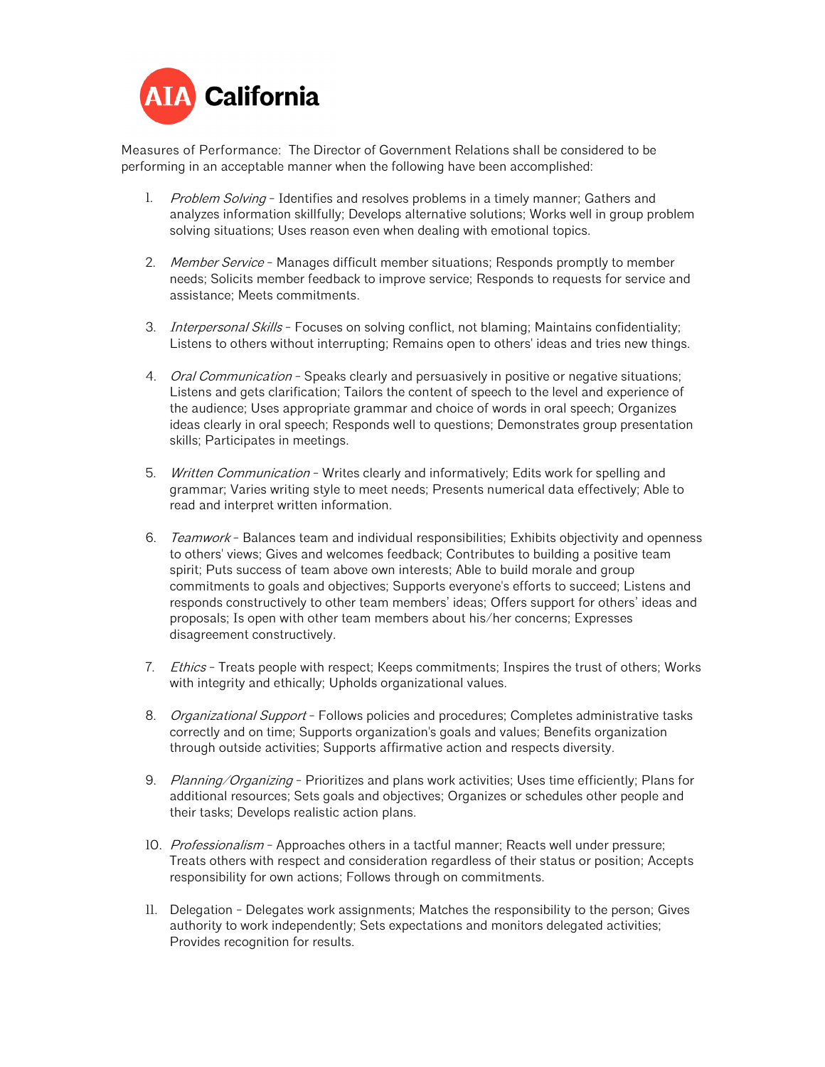Measures of Performance: The Director of Government Relations shall be considered to be performing in an acceptable manner when the following have been accomplished:

1. *Problem Solving* – Identifies and resolves problems in a timely manner; Gathers and analyzes information skillfully; Develops alternative solutions; Works well in group problem solving situations; Uses reason even when dealing with emotional topics.

2. *Member Service* – Manages difficult member situations; Responds promptly to member needs; Solicits member feedback to improve service; Responds to requests for service and assistance; Meets commitments.

3. *Interpersonal Skills* – Focuses on solving conflict, not blaming; Maintains confidentiality; Listens to others without interrupting; Remains open to others' ideas and tries new things.

4. *Oral Communication* – Speaks clearly and persuasively in positive or negative situations; Listens and gets clarification; Tailors the content of speech to the level and experience of the audience; Uses appropriate grammar and choice of words in oral speech; Organizes ideas clearly in oral speech; Responds well to questions; Demonstrates group presentation skills; Participates in meetings.

5. *Written Communication* – Writes clearly and informatively; Edits work for spelling and grammar; Varies writing style to meet needs; Presents numerical data effectively; Able to read and interpret written information.

6. *Teamwork* – Balances team and individual responsibilities; Exhibits objectivity and openness to others' views; Gives and welcomes feedback; Contributes to building a positive team spirit; Puts success of team above own interests; Able to build morale and group commitments to goals and objectives; Supports everyone's efforts to succeed; Listens and responds constructively to other team members' ideas; Offers support for others' ideas and proposals; Is open with other team members about his/her concerns; Expresses disagreement constructively.

7. *Ethics* – Treats people with respect; Keeps commitments; Inspires the trust of others; Works with integrity and ethically; Upholds organizational values.

8. *Organizational Support* – Follows policies and procedures; Completes administrative tasks correctly and on time; Supports organization's goals and values; Benefits organization through outside activities; Supports affirmative action and respects diversity.

9. *Planning/Organizing* – Prioritizes and plans work activities; Uses time efficiently; Plans for additional resources; Sets goals and objectives; Organizes or schedules other people and their tasks; Develops realistic action plans.

10. *Professionalism* – Approaches others in a tactful manner; Reacts well under pressure; Treats others with respect and consideration regardless of their status or position; Accepts responsibility for own actions; Follows through on commitments.

11. Delegation – Delegates work assignments; Matches the responsibility to the person; Gives authority to work independently; Sets expectations and monitors delegated activities; Provides recognition for results.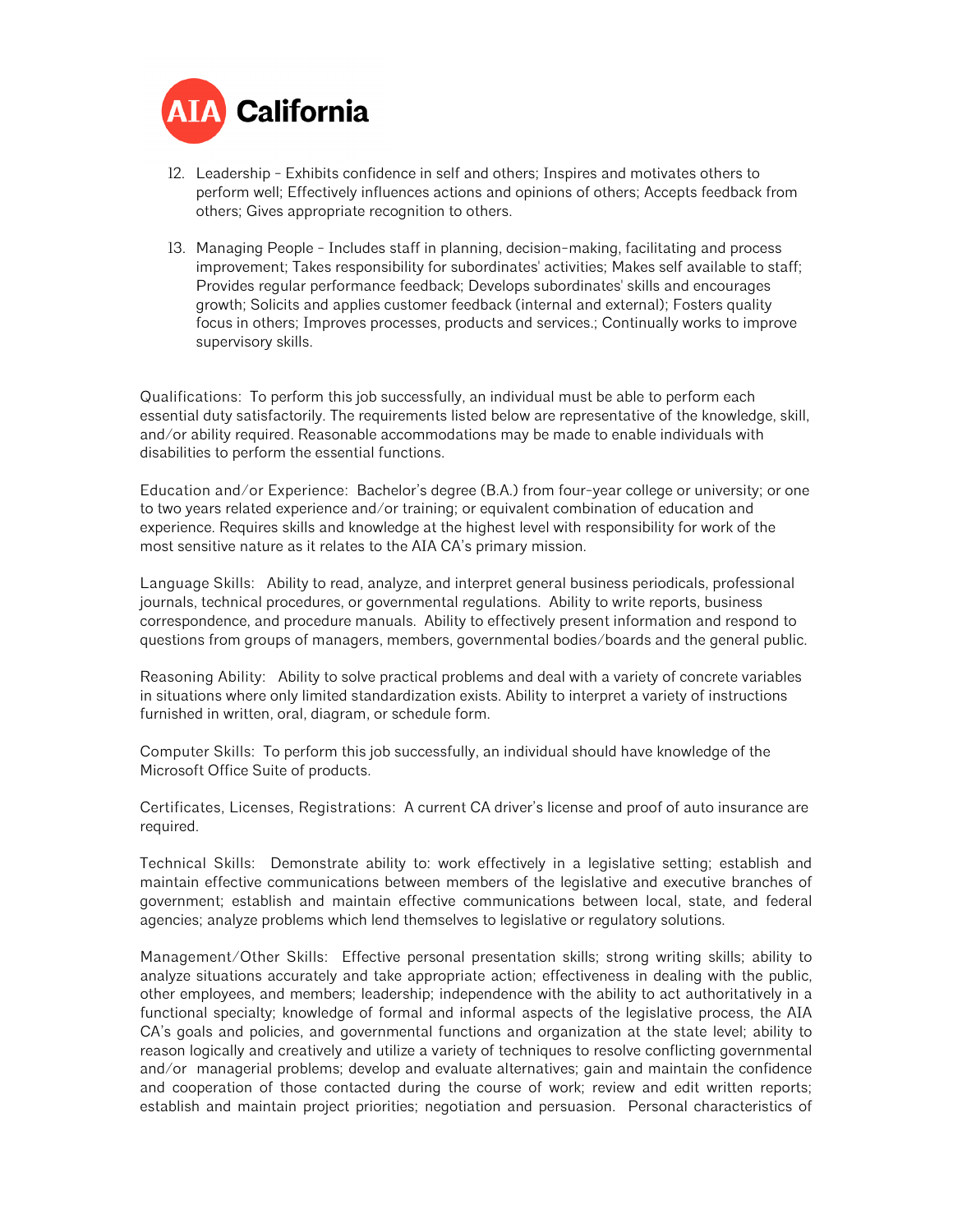12. Leadership - Exhibits confidence in self and others; Inspires and motivates others to perform well; Effectively influences actions and opinions of others; Accepts feedback from others; Gives appropriate recognition to others.

13. Managing People - Includes staff in planning, decision-making, facilitating and process improvement; Takes responsibility for subordinates' activities; Makes self available to staff; Provides regular performance feedback; Develops subordinates' skills and encourages growth; Solicits and applies customer feedback (internal and external); Fosters quality focus in others; Improves processes, products and services.; Continually works to improve supervisory skills.

Qualifications: To perform this job successfully, an individual must be able to perform each essential duty satisfactorily. The requirements listed below are representative of the knowledge, skill, and/or ability required. Reasonable accommodations may be made to enable individuals with disabilities to perform the essential functions.

Education and/or Experience: Bachelor's degree (B.A.) from four-year college or university; or one to two years related experience and/or training; or equivalent combination of education and experience. Requires skills and knowledge at the highest level with responsibility for work of the most sensitive nature as it relates to the AIA CA's primary mission.

Language Skills: Ability to read, analyze, and interpret general business periodicals, professional journals, technical procedures, or governmental regulations. Ability to write reports, business correspondence, and procedure manuals. Ability to effectively present information and respond to questions from groups of managers, members, governmental bodies/boards and the general public.

Reasoning Ability: Ability to solve practical problems and deal with a variety of concrete variables in situations where only limited standardization exists. Ability to interpret a variety of instructions furnished in written, oral, diagram, or schedule form.

Computer Skills: To perform this job successfully, an individual should have knowledge of the Microsoft Office Suite of products.

Certificates, Licenses, Registrations: A current CA driver's license and proof of auto insurance are required.

Technical Skills: Demonstrate ability to: work effectively in a legislative setting; establish and maintain effective communications between members of the legislative and executive branches of government; establish and maintain effective communications between local, state, and federal agencies; analyze problems which lend themselves to legislative or regulatory solutions.

Management/Other Skills: Effective personal presentation skills; strong writing skills; ability to analyze situations accurately and take appropriate action; effectiveness in dealing with the public, other employees, and members; leadership; independence with the ability to act authoritatively in a functional specialty; knowledge of formal and informal aspects of the legislative process, the AIA CA's goals and policies, and governmental functions and organization at the state level; ability to reason logically and creatively and utilize a variety of techniques to resolve conflicting governmental and/or managerial problems; develop and evaluate alternatives; gain and maintain the confidence and cooperation of those contacted during the course of work; review and edit written reports; establish and maintain project priorities; negotiation and persuasion. Personal characteristics of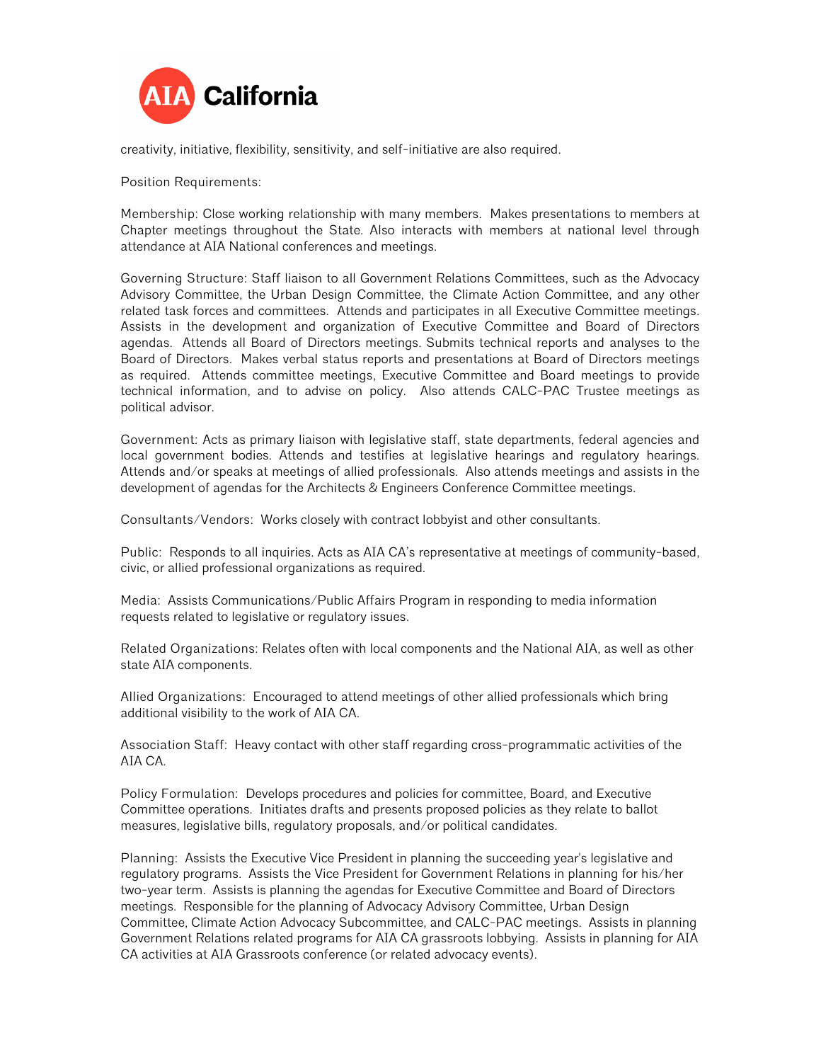creativity, initiative, flexibility, sensitivity, and self-initiative are also required.

Position Requirements:

Membership: Close working relationship with many members. Makes presentations to members at Chapter meetings throughout the State. Also interacts with members at national level through attendance at AIA National conferences and meetings.

Governing Structure: Staff liaison to all Government Relations Committees, such as the Advocacy Advisory Committee, the Urban Design Committee, the Climate Action Committee, and any other related task forces and committees. Attends and participates in all Executive Committee meetings. Assists in the development and organization of Executive Committee and Board of Directors agendas. Attends all Board of Directors meetings. Submits technical reports and analyses to the Board of Directors. Makes verbal status reports and presentations at Board of Directors meetings as required. Attends committee meetings, Executive Committee and Board meetings to provide technical information, and to advise on policy. Also attends CALC-PAC Trustee meetings as political advisor.

Government: Acts as primary liaison with legislative staff, state departments, federal agencies and local government bodies. Attends and testifies at legislative hearings and regulatory hearings. Attends and/or speaks at meetings of allied professionals. Also attends meetings and assists in the development of agendas for the Architects & Engineers Conference Committee meetings.

Consultants/Vendors: Works closely with contract lobbyist and other consultants.

Public: Responds to all inquiries. Acts as AIA CA's representative at meetings of community-based, civic, or allied professional organizations as required.

Media: Assists Communications/Public Affairs Program in responding to media information requests related to legislative or regulatory issues.

Related Organizations: Relates often with local components and the National AIA, as well as other state AIA components.

Allied Organizations: Encouraged to attend meetings of other allied professionals which bring additional visibility to the work of AIA CA.

Association Staff: Heavy contact with other staff regarding cross-programmatic activities of the AIA CA.

Policy Formulation: Develops procedures and policies for committee, Board, and Executive Committee operations. Initiates drafts and presents proposed policies as they relate to ballot measures, legislative bills, regulatory proposals, and/or political candidates.

Planning: Assists the Executive Vice President in planning the succeeding year's legislative and regulatory programs. Assists the Vice President for Government Relations in planning for his/her two-year term. Assists is planning the agendas for Executive Committee and Board of Directors meetings. Responsible for the planning of Advocacy Advisory Committee, Urban Design Committee, Climate Action Advocacy Subcommittee, and CALC-PAC meetings. Assists in planning Government Relations related programs for AIA CA grassroots lobbying. Assists in planning for AIA CA activities at AIA Grassroots conference (or related advocacy events).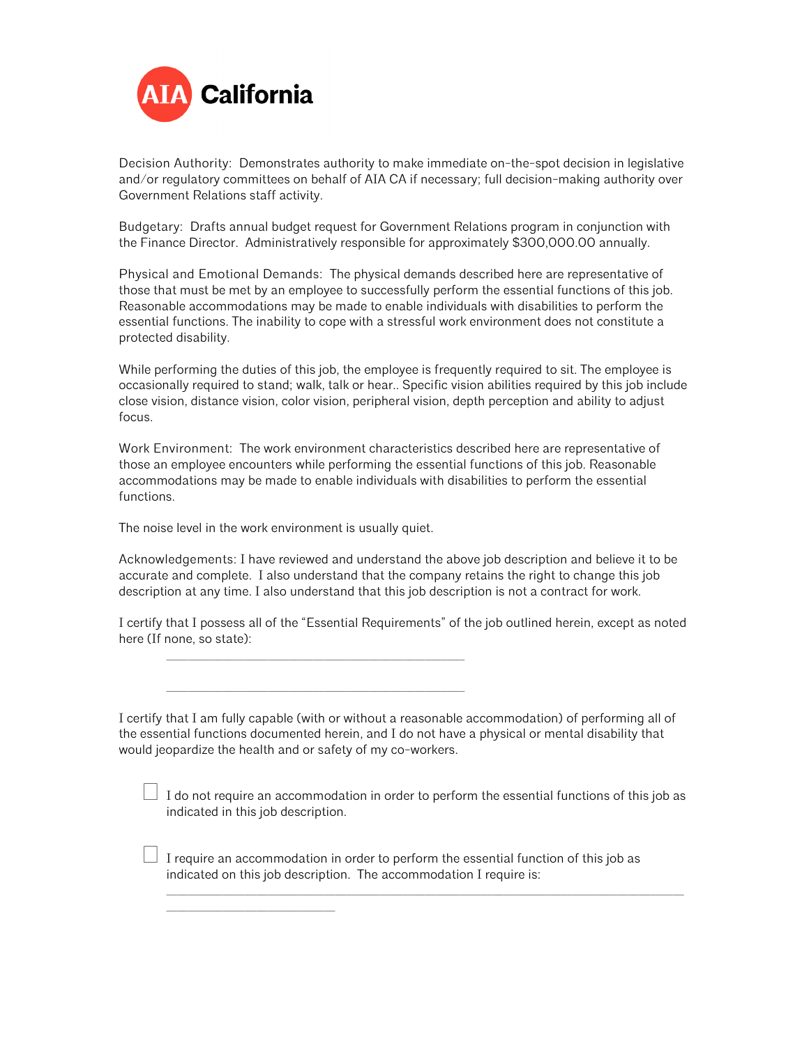Decision Authority: Demonstrates authority to make immediate on-the-spot decision in legislative and/or regulatory committees on behalf of AIA CA if necessary; full decision-making authority over Government Relations staff activity.

Budgetary: Drafts annual budget request for Government Relations program in conjunction with the Finance Director. Administratively responsible for approximately $300,000.00 annually.

Physical and Emotional Demands: The physical demands described here are representative of those that must be met by an employee to successfully perform the essential functions of this job. Reasonable accommodations may be made to enable individuals with disabilities to perform the essential functions. The inability to cope with a stressful work environment does not constitute a protected disability.

While performing the duties of this job, the employee is frequently required to sit. The employee is occasionally required to stand; walk, talk or hear.. Specific vision abilities required by this job include close vision, distance vision, color vision, peripheral vision, depth perception and ability to adjust focus.

Work Environment: The work environment characteristics described here are representative of those an employee encounters while performing the essential functions of this job. Reasonable accommodations may be made to enable individuals with disabilities to perform the essential functions.

The noise level in the work environment is usually quiet.

Acknowledgements: I have reviewed and understand the above job description and believe it to be accurate and complete. I also understand that the company retains the right to change this job description at any time. I also understand that this job description is not a contract for work.

I certify that I possess all of the "Essential Requirements" of the job outlined herein, except as noted here (If none, so state):

\_\_\_\_\_\_\_\_\_\_\_\_\_\_\_\_\_\_\_\_\_\_\_\_\_\_\_\_\_\_\_\_\_\_\_\_\_\_\_\_\_\_

\_\_\_\_\_\_\_\_\_\_\_\_\_\_\_\_\_\_\_\_\_\_\_\_\_\_\_\_\_\_\_\_\_\_\_\_\_\_\_\_\_\_

I certify that I am fully capable (with or without a reasonable accommodation) of performing all of the essential functions documented herein, and I do not have a physical or mental disability that would jeopardize the health and or safety of my co-workers.

☐ I do not require an accommodation in order to perform the essential functions of this job as indicated in this job description.

☐ I require an accommodation in order to perform the essential function of this job as indicated on this job description. The accommodation I require is:

\_\_\_\_\_\_\_\_\_\_\_\_\_\_\_\_\_\_\_\_\_\_\_\_\_\_\_\_\_\_\_\_\_\_\_\_\_\_\_\_\_\_\_\_\_\_\_\_\_\_\_\_\_\_\_\_\_\_\_\_\_\_\_\_\_\_\_\_\_\_
\_\_\_\_\_\_\_\_\_\_\_\_\_\_\_\_\_\_\_\_\_\_\_\_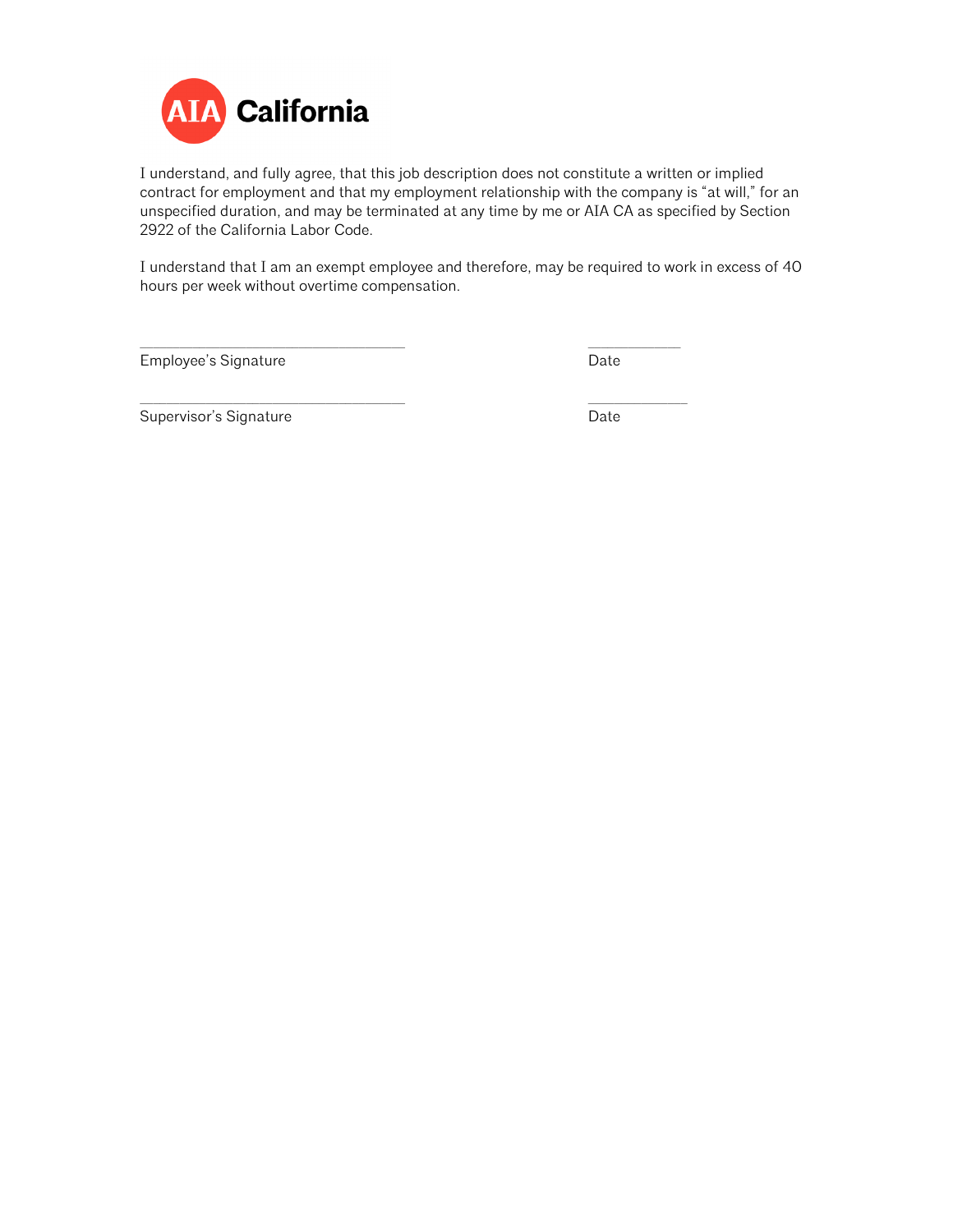AIA California

I understand, and fully agree, that this job description does not constitute a written or implied contract for employment and that my employment relationship with the company is "at will," for an unspecified duration, and may be terminated at any time by me or AIA CA as specified by Section 2922 of the California Labor Code.

I understand that I am an exempt employee and therefore, may be required to work in excess of 40 hours per week without overtime compensation.

\_\_\_\_\_\_\_\_\_\_\_\_\_\_\_\_\_\_\_\_\_\_\_\_\_\_\_\_\_\_\_\_ \_\_\_\_\_\_\_\_\_\_\_\_

Employee's Signature Date

\_\_\_\_\_\_\_\_\_\_\_\_\_\_\_\_\_\_\_\_\_\_\_\_\_\_\_\_\_\_\_\_ \_\_\_\_\_\_\_\_\_\_\_\_

Supervisor's Signature Date